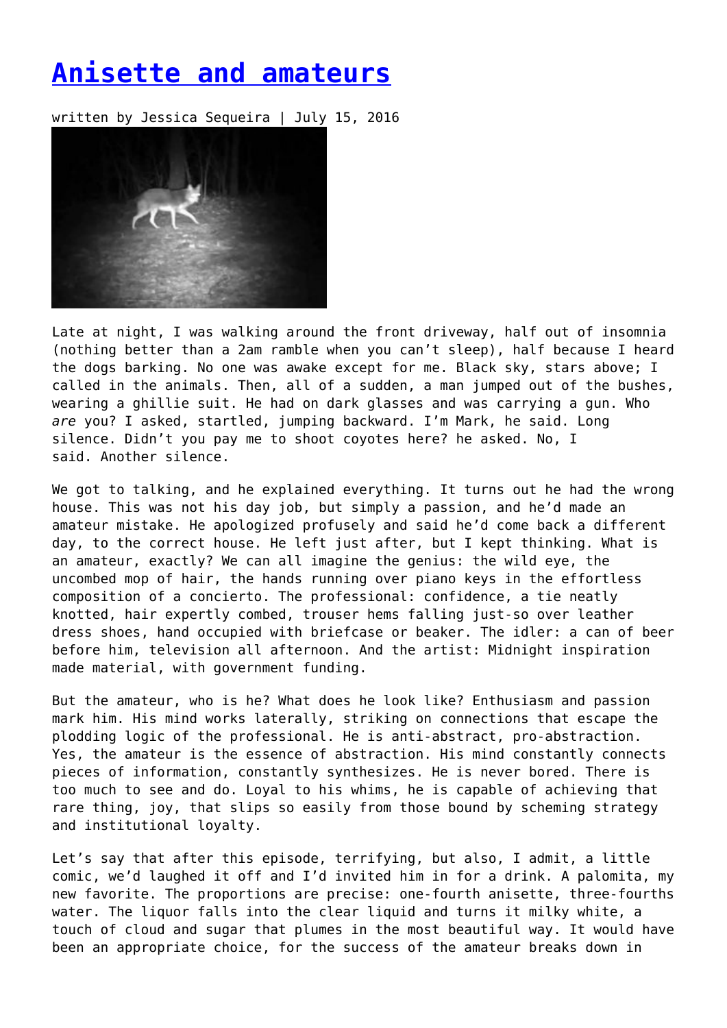# Anisette and amateurs

written by Jessica Sequeira | July 15, 2016

Late at night, I was walking around the front driveway, half out of insomnia (nothing better than a 2am ramble when you can't sleep), half because I heard the dogs barking. No one was awake except for me. Black sky, stars above; I called in the animals. Then, all of a sudden, a man jumped out of the bushes, wearing a ghillie suit. He had on dark glasses and was carrying a gun. Who *are* you? I asked, startled, jumping backward. I'm Mark, he said. Long silence. Didn't you pay me to shoot coyotes here? he asked. No, I said. Another silence.

We got to talking, and he explained everything. It turns out he had the wrong house. This was not his day job, but simply a passion, and he'd made an amateur mistake. He apologized profusely and said he'd come back a different day, to the correct house. He left just after, but I kept thinking. What is an amateur, exactly? We can all imagine the genius: the wild eye, the uncombed mop of hair, the hands running over piano keys in the effortless composition of a concierto. The professional: confidence, a tie neatly knotted, hair expertly combed, trouser hems falling just-so over leather dress shoes, hand occupied with briefcase or beaker. The idler: a can of beer before him, television all afternoon. And the artist: Midnight inspiration made material, with government funding.

But the amateur, who is he? What does he look like? Enthusiasm and passion mark him. His mind works laterally, striking on connections that escape the plodding logic of the professional. He is anti-abstract, pro-abstraction. Yes, the amateur is the essence of abstraction. His mind constantly connects pieces of information, constantly synthesizes. He is never bored. There is too much to see and do. Loyal to his whims, he is capable of achieving that rare thing, joy, that slips so easily from those bound by scheming strategy and institutional loyalty.

Let's say that after this episode, terrifying, but also, I admit, a little comic, we'd laughed it off and I'd invited him in for a drink. A palomita, my new favorite. The proportions are precise: one-fourth anisette, three-fourths water. The liquor falls into the clear liquid and turns it milky white, a touch of cloud and sugar that plumes in the most beautiful way. It would have been an appropriate choice, for the success of the amateur breaks down in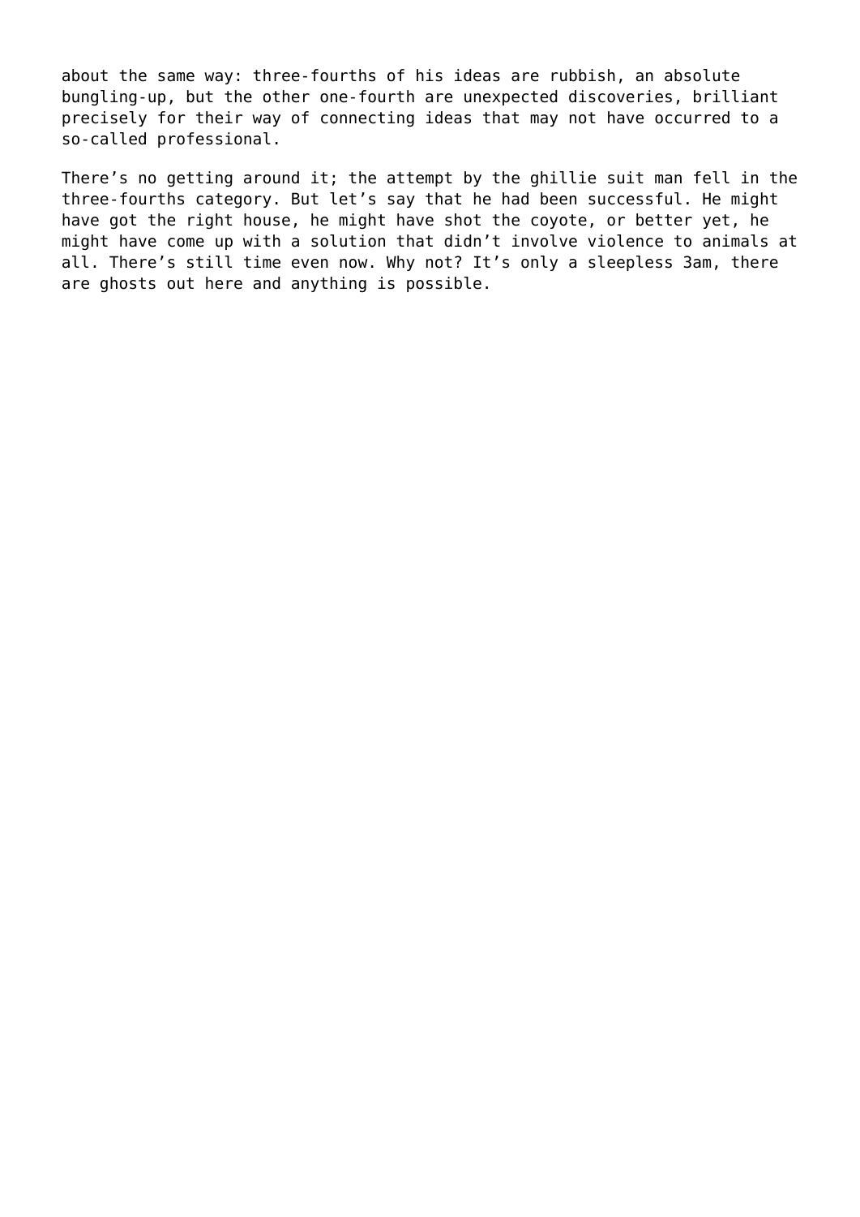about the same way: three-fourths of his ideas are rubbish, an absolute bungling-up, but the other one-fourth are unexpected discoveries, brilliant precisely for their way of connecting ideas that may not have occurred to a so-called professional.

There’s no getting around it; the attempt by the ghillie suit man fell in the three-fourths category. But let’s say that he had been successful. He might have got the right house, he might have shot the coyote, or better yet, he might have come up with a solution that didn’t involve violence to animals at all. There’s still time even now. Why not? It’s only a sleepless 3am, there are ghosts out here and anything is possible.